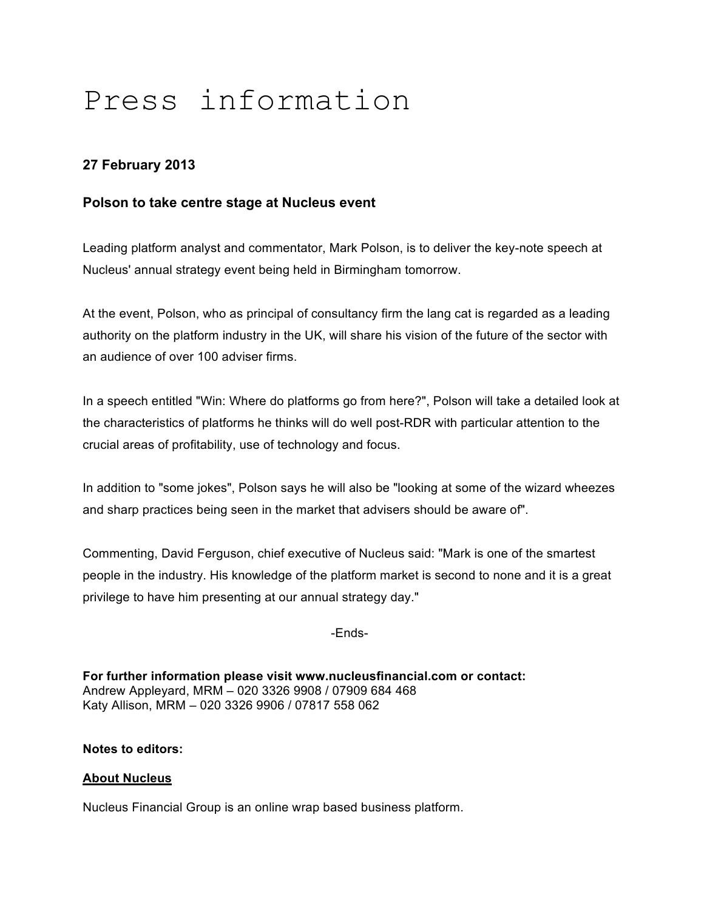# Press information

**27 February 2013**

**Polson to take centre stage at Nucleus event**

Leading platform analyst and commentator, Mark Polson, is to deliver the key-note speech at Nucleus' annual strategy event being held in Birmingham tomorrow.

At the event, Polson, who as principal of consultancy firm the lang cat is regarded as a leading authority on the platform industry in the UK, will share his vision of the future of the sector with an audience of over 100 adviser firms.

In a speech entitled "Win: Where do platforms go from here?", Polson will take a detailed look at the characteristics of platforms he thinks will do well post-RDR with particular attention to the crucial areas of profitability, use of technology and focus.

In addition to "some jokes", Polson says he will also be "looking at some of the wizard wheezes and sharp practices being seen in the market that advisers should be aware of".

Commenting, David Ferguson, chief executive of Nucleus said: "Mark is one of the smartest people in the industry. His knowledge of the platform market is second to none and it is a great privilege to have him presenting at our annual strategy day."

-Ends-

**For further information please visit www.nucleusfinancial.com or contact:**
Andrew Appleyard, MRM – 020 3326 9908 / 07909 684 468
Katy Allison, MRM – 020 3326 9906 / 07817 558 062

**Notes to editors:**

**About Nucleus**

Nucleus Financial Group is an online wrap based business platform.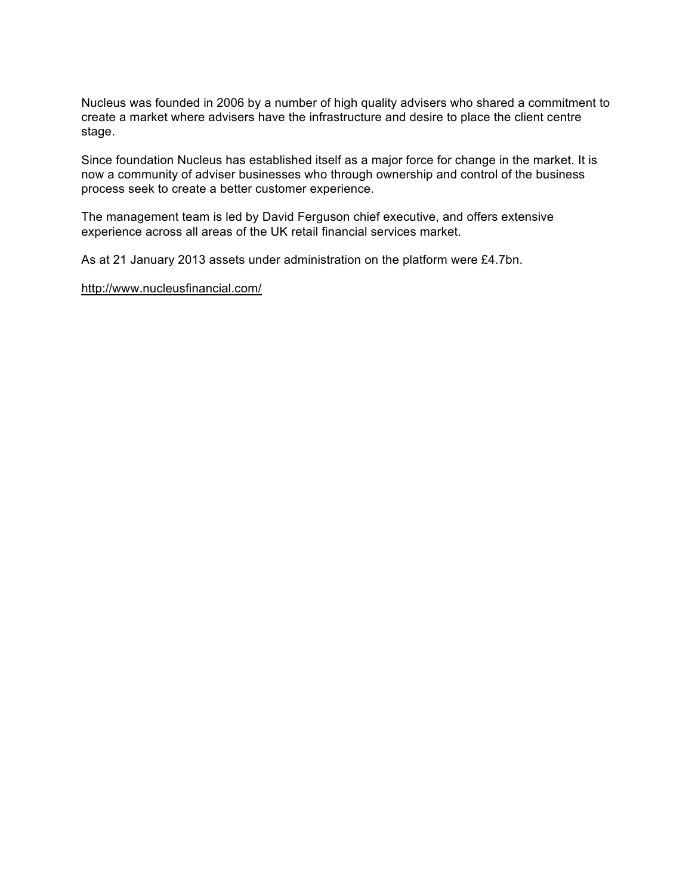Nucleus was founded in 2006 by a number of high quality advisers who shared a commitment to create a market where advisers have the infrastructure and desire to place the client centre stage.

Since foundation Nucleus has established itself as a major force for change in the market. It is now a community of adviser businesses who through ownership and control of the business process seek to create a better customer experience.

The management team is led by David Ferguson chief executive, and offers extensive experience across all areas of the UK retail financial services market.

As at 21 January 2013 assets under administration on the platform were £4.7bn.

http://www.nucleusfinancial.com/